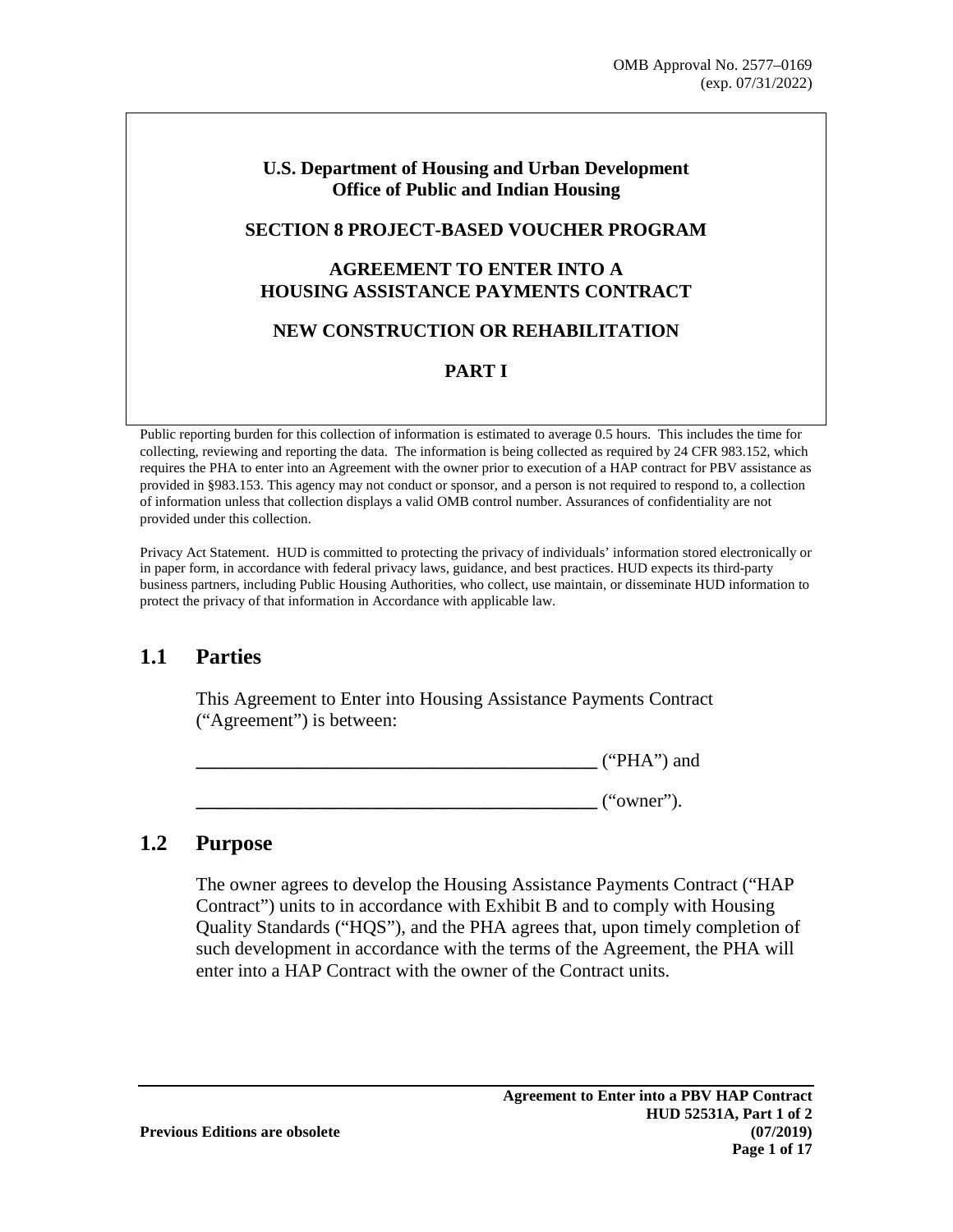OMB Approval No. 2577–0169
(exp. 07/31/2022)

**U.S. Department of Housing and Urban Development**
**Office of Public and Indian Housing**

**SECTION 8 PROJECT-BASED VOUCHER PROGRAM**

**AGREEMENT TO ENTER INTO A HOUSING ASSISTANCE PAYMENTS CONTRACT**

**NEW CONSTRUCTION OR REHABILITATION**

**PART I**

Public reporting burden for this collection of information is estimated to average 0.5 hours. This includes the time for collecting, reviewing and reporting the data. The information is being collected as required by 24 CFR 983.152, which requires the PHA to enter into an Agreement with the owner prior to execution of a HAP contract for PBV assistance as provided in §983.153. This agency may not conduct or sponsor, and a person is not required to respond to, a collection of information unless that collection displays a valid OMB control number. Assurances of confidentiality are not provided under this collection.

Privacy Act Statement. HUD is committed to protecting the privacy of individuals' information stored electronically or in paper form, in accordance with federal privacy laws, guidance, and best practices. HUD expects its third-party business partners, including Public Housing Authorities, who collect, use maintain, or disseminate HUD information to protect the privacy of that information in Accordance with applicable law.

## 1.1 Parties

This Agreement to Enter into Housing Assistance Payments Contract ("Agreement") is between:

__________________________________________ ("PHA") and

__________________________________________ ("owner").

## 1.2 Purpose

The owner agrees to develop the Housing Assistance Payments Contract ("HAP Contract") units to in accordance with Exhibit B and to comply with Housing Quality Standards ("HQS"), and the PHA agrees that, upon timely completion of such development in accordance with the terms of the Agreement, the PHA will enter into a HAP Contract with the owner of the Contract units.

Previous Editions are obsolete

Agreement to Enter into a PBV HAP Contract
HUD 52531A, Part 1 of 2
(07/2019)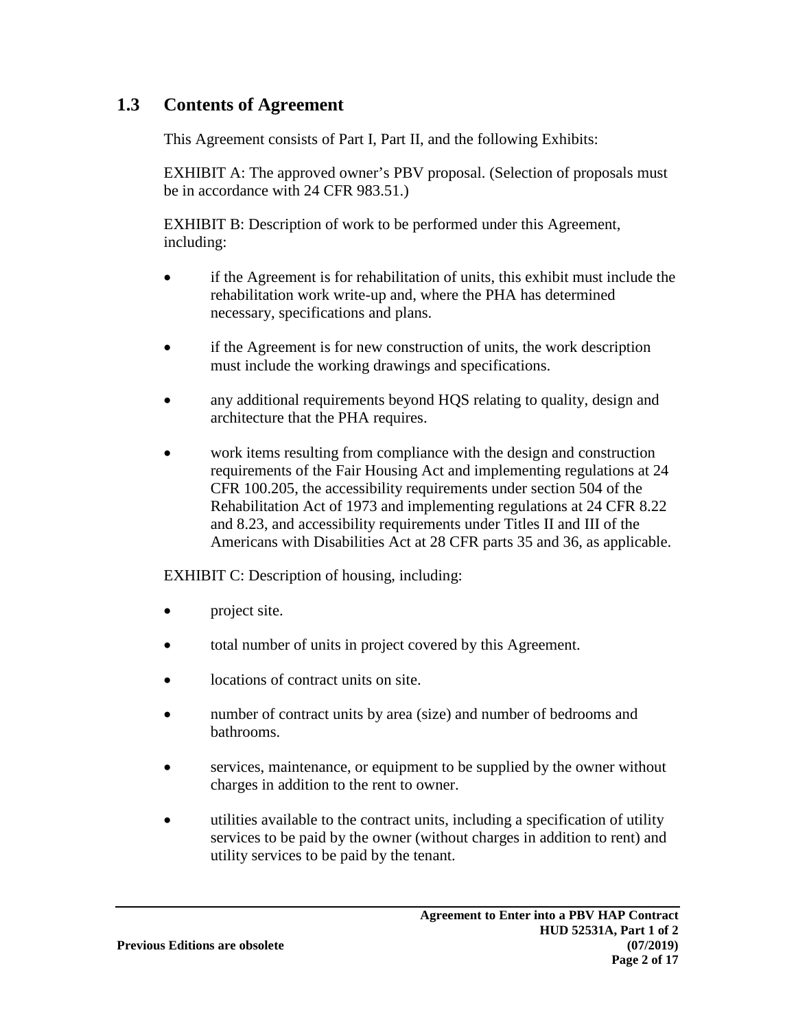## 1.3 Contents of Agreement

This Agreement consists of Part I, Part II, and the following Exhibits:

EXHIBIT A: The approved owner's PBV proposal. (Selection of proposals must be in accordance with 24 CFR 983.51.)

EXHIBIT B: Description of work to be performed under this Agreement, including:

- if the Agreement is for rehabilitation of units, this exhibit must include the rehabilitation work write-up and, where the PHA has determined necessary, specifications and plans.
- if the Agreement is for new construction of units, the work description must include the working drawings and specifications.
- any additional requirements beyond HQS relating to quality, design and architecture that the PHA requires.
- work items resulting from compliance with the design and construction requirements of the Fair Housing Act and implementing regulations at 24 CFR 100.205, the accessibility requirements under section 504 of the Rehabilitation Act of 1973 and implementing regulations at 24 CFR 8.22 and 8.23, and accessibility requirements under Titles II and III of the Americans with Disabilities Act at 28 CFR parts 35 and 36, as applicable.

EXHIBIT C: Description of housing, including:

- project site.
- total number of units in project covered by this Agreement.
- locations of contract units on site.
- number of contract units by area (size) and number of bedrooms and bathrooms.
- services, maintenance, or equipment to be supplied by the owner without charges in addition to the rent to owner.
- utilities available to the contract units, including a specification of utility services to be paid by the owner (without charges in addition to rent) and utility services to be paid by the tenant.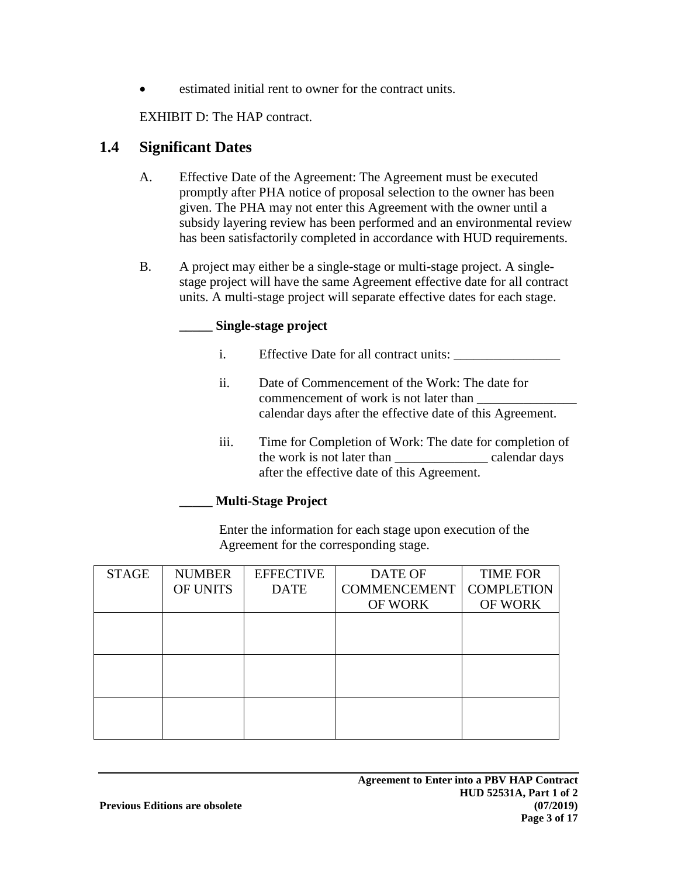- estimated initial rent to owner for the contract units.

EXHIBIT D: The HAP contract.

## 1.4 Significant Dates

A. Effective Date of the Agreement: The Agreement must be executed promptly after PHA notice of proposal selection to the owner has been given. The PHA may not enter this Agreement with the owner until a subsidy layering review has been performed and an environmental review has been satisfactorily completed in accordance with HUD requirements.

B. A project may either be a single-stage or multi-stage project. A single-stage project will have the same Agreement effective date for all contract units. A multi-stage project will separate effective dates for each stage.

**_____ Single-stage project**

i. Effective Date for all contract units: ________________

ii. Date of Commencement of the Work: The date for commencement of work is not later than _______________ calendar days after the effective date of this Agreement.

iii. Time for Completion of Work: The date for completion of the work is not later than ______________ calendar days after the effective date of this Agreement.

**_____ Multi-Stage Project**

Enter the information for each stage upon execution of the Agreement for the corresponding stage.

| STAGE | NUMBER OF UNITS | EFFECTIVE DATE | DATE OF COMMENCEMENT OF WORK | TIME FOR COMPLETION OF WORK |
|---|---|---|---|---|
| | | | | |
| | | | | |
| | | | | |

Agreement to Enter into a PBV HAP Contract
HUD 52531A, Part 1 of 2
(07/2019)

Previous Editions are obsolete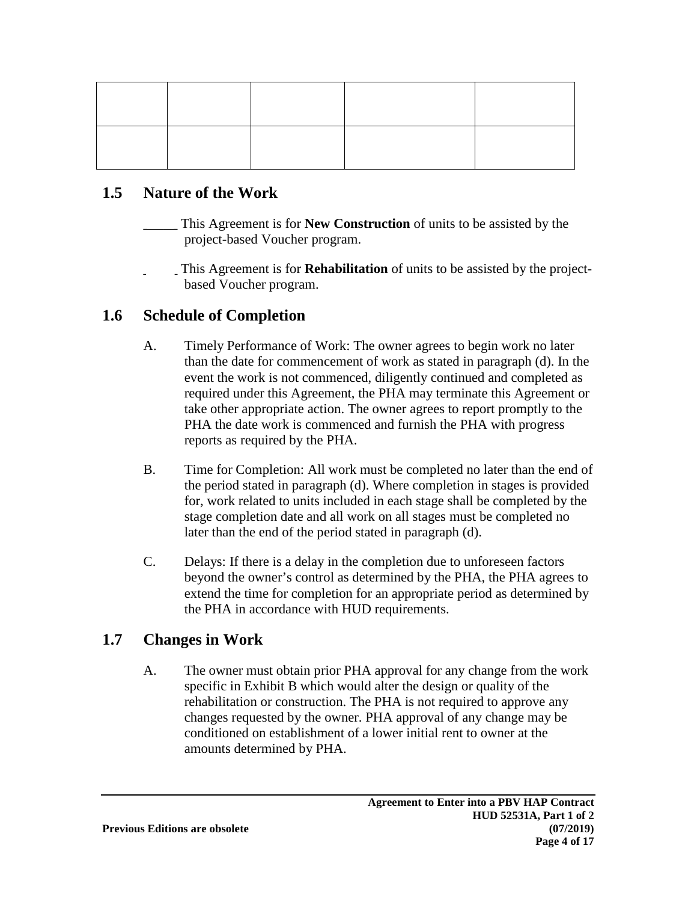| | | | | |
|---|---|---|---|---|
| | | | | |
| | | | | |

## 1.5 Nature of the Work

_____ This Agreement is for **New Construction** of units to be assisted by the project-based Voucher program.

_____ This Agreement is for **Rehabilitation** of units to be assisted by the project-based Voucher program.

## 1.6 Schedule of Completion

A. Timely Performance of Work: The owner agrees to begin work no later than the date for commencement of work as stated in paragraph (d). In the event the work is not commenced, diligently continued and completed as required under this Agreement, the PHA may terminate this Agreement or take other appropriate action. The owner agrees to report promptly to the PHA the date work is commenced and furnish the PHA with progress reports as required by the PHA.

B. Time for Completion: All work must be completed no later than the end of the period stated in paragraph (d). Where completion in stages is provided for, work related to units included in each stage shall be completed by the stage completion date and all work on all stages must be completed no later than the end of the period stated in paragraph (d).

C. Delays: If there is a delay in the completion due to unforeseen factors beyond the owner's control as determined by the PHA, the PHA agrees to extend the time for completion for an appropriate period as determined by the PHA in accordance with HUD requirements.

## 1.7 Changes in Work

A. The owner must obtain prior PHA approval for any change from the work specific in Exhibit B which would alter the design or quality of the rehabilitation or construction. The PHA is not required to approve any changes requested by the owner. PHA approval of any change may be conditioned on establishment of a lower initial rent to owner at the amounts determined by PHA.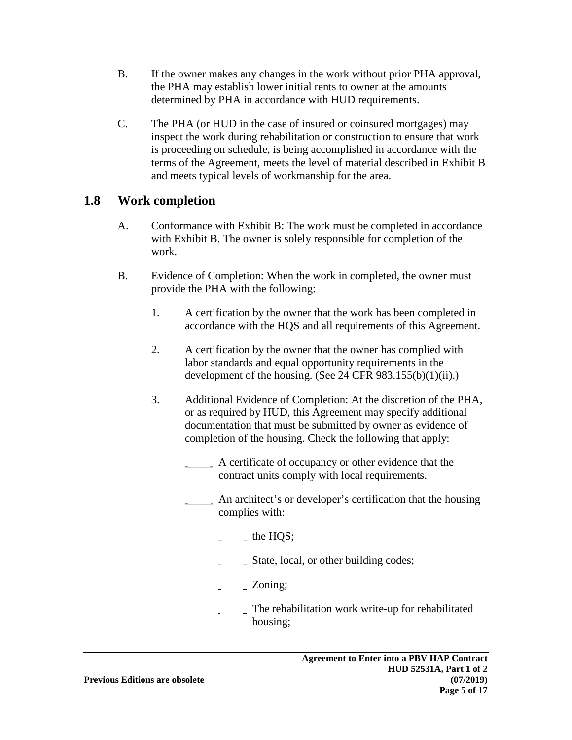B. If the owner makes any changes in the work without prior PHA approval, the PHA may establish lower initial rents to owner at the amounts determined by PHA in accordance with HUD requirements.

C. The PHA (or HUD in the case of insured or coinsured mortgages) may inspect the work during rehabilitation or construction to ensure that work is proceeding on schedule, is being accomplished in accordance with the terms of the Agreement, meets the level of material described in Exhibit B and meets typical levels of workmanship for the area.

## 1.8 Work completion

A. Conformance with Exhibit B: The work must be completed in accordance with Exhibit B. The owner is solely responsible for completion of the work.

B. Evidence of Completion: When the work in completed, the owner must provide the PHA with the following:

1. A certification by the owner that the work has been completed in accordance with the HQS and all requirements of this Agreement.

2. A certification by the owner that the owner has complied with labor standards and equal opportunity requirements in the development of the housing. (See 24 CFR 983.155(b)(1)(ii).)

3. Additional Evidence of Completion: At the discretion of the PHA, or as required by HUD, this Agreement may specify additional documentation that must be submitted by owner as evidence of completion of the housing. Check the following that apply:

   _____ A certificate of occupancy or other evidence that the contract units comply with local requirements.

   _____ An architect's or developer's certification that the housing complies with:

   _____ the HQS;

   _____ State, local, or other building codes;

   _____ Zoning;

   _____ The rehabilitation work write-up for rehabilitated housing;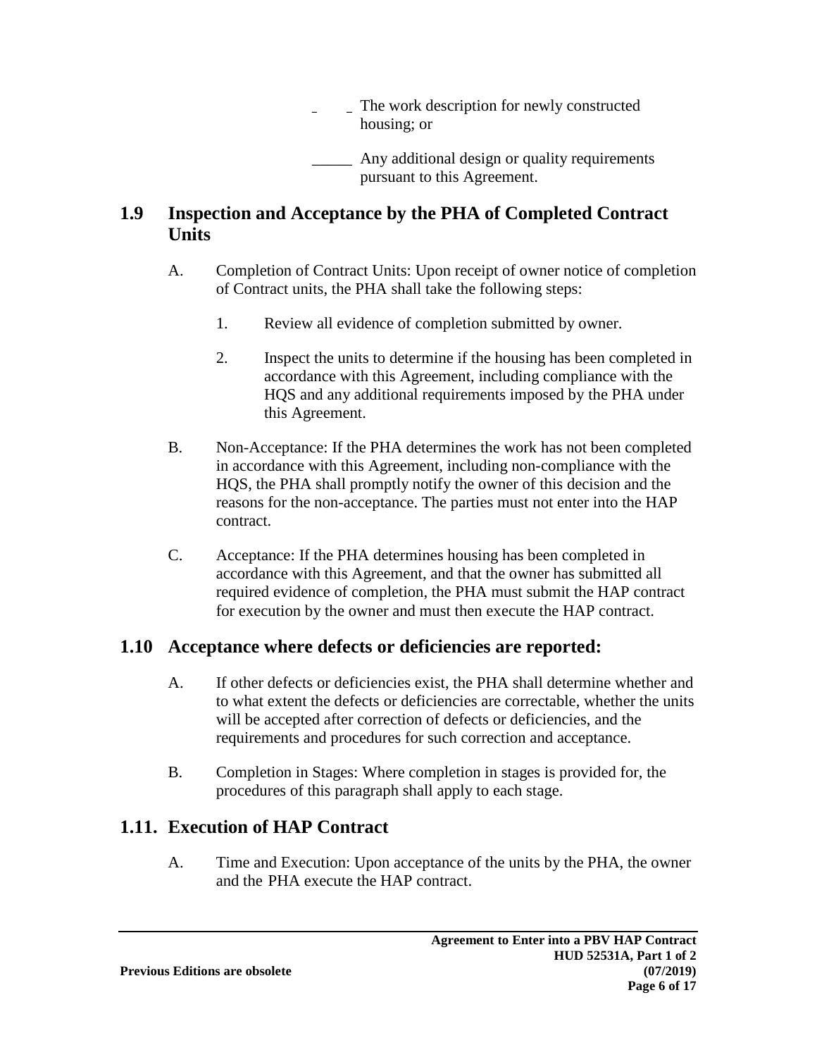_____ The work description for newly constructed housing; or

_____ Any additional design or quality requirements pursuant to this Agreement.

## 1.9 Inspection and Acceptance by the PHA of Completed Contract Units

A. Completion of Contract Units: Upon receipt of owner notice of completion of Contract units, the PHA shall take the following steps:

1. Review all evidence of completion submitted by owner.

2. Inspect the units to determine if the housing has been completed in accordance with this Agreement, including compliance with the HQS and any additional requirements imposed by the PHA under this Agreement.

B. Non-Acceptance: If the PHA determines the work has not been completed in accordance with this Agreement, including non-compliance with the HQS, the PHA shall promptly notify the owner of this decision and the reasons for the non-acceptance. The parties must not enter into the HAP contract.

C. Acceptance: If the PHA determines housing has been completed in accordance with this Agreement, and that the owner has submitted all required evidence of completion, the PHA must submit the HAP contract for execution by the owner and must then execute the HAP contract.

## 1.10 Acceptance where defects or deficiencies are reported:

A. If other defects or deficiencies exist, the PHA shall determine whether and to what extent the defects or deficiencies are correctable, whether the units will be accepted after correction of defects or deficiencies, and the requirements and procedures for such correction and acceptance.

B. Completion in Stages: Where completion in stages is provided for, the procedures of this paragraph shall apply to each stage.

## 1.11. Execution of HAP Contract

A. Time and Execution: Upon acceptance of the units by the PHA, the owner and the PHA execute the HAP contract.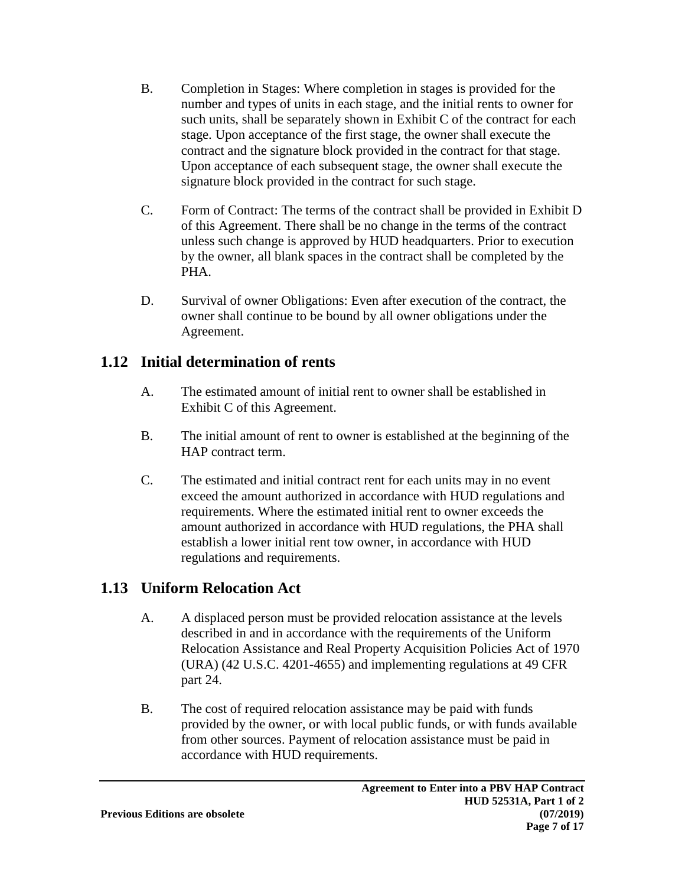B. Completion in Stages: Where completion in stages is provided for the number and types of units in each stage, and the initial rents to owner for such units, shall be separately shown in Exhibit C of the contract for each stage. Upon acceptance of the first stage, the owner shall execute the contract and the signature block provided in the contract for that stage. Upon acceptance of each subsequent stage, the owner shall execute the signature block provided in the contract for such stage.

C. Form of Contract: The terms of the contract shall be provided in Exhibit D of this Agreement. There shall be no change in the terms of the contract unless such change is approved by HUD headquarters. Prior to execution by the owner, all blank spaces in the contract shall be completed by the PHA.

D. Survival of owner Obligations: Even after execution of the contract, the owner shall continue to be bound by all owner obligations under the Agreement.

## 1.12 Initial determination of rents

A. The estimated amount of initial rent to owner shall be established in Exhibit C of this Agreement.

B. The initial amount of rent to owner is established at the beginning of the HAP contract term.

C. The estimated and initial contract rent for each units may in no event exceed the amount authorized in accordance with HUD regulations and requirements. Where the estimated initial rent to owner exceeds the amount authorized in accordance with HUD regulations, the PHA shall establish a lower initial rent tow owner, in accordance with HUD regulations and requirements.

## 1.13 Uniform Relocation Act

A. A displaced person must be provided relocation assistance at the levels described in and in accordance with the requirements of the Uniform Relocation Assistance and Real Property Acquisition Policies Act of 1970 (URA) (42 U.S.C. 4201-4655) and implementing regulations at 49 CFR part 24.

B. The cost of required relocation assistance may be paid with funds provided by the owner, or with local public funds, or with funds available from other sources. Payment of relocation assistance must be paid in accordance with HUD requirements.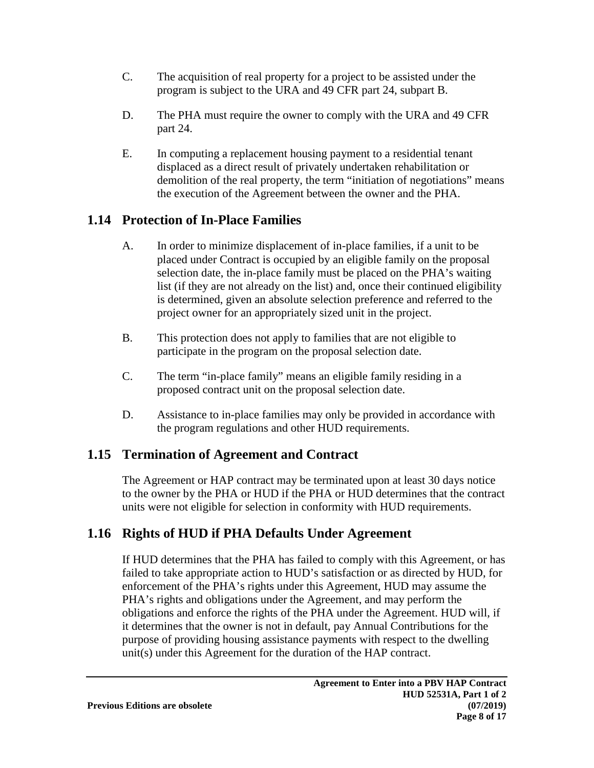C. The acquisition of real property for a project to be assisted under the program is subject to the URA and 49 CFR part 24, subpart B.

D. The PHA must require the owner to comply with the URA and 49 CFR part 24.

E. In computing a replacement housing payment to a residential tenant displaced as a direct result of privately undertaken rehabilitation or demolition of the real property, the term "initiation of negotiations" means the execution of the Agreement between the owner and the PHA.

## 1.14 Protection of In-Place Families

A. In order to minimize displacement of in-place families, if a unit to be placed under Contract is occupied by an eligible family on the proposal selection date, the in-place family must be placed on the PHA's waiting list (if they are not already on the list) and, once their continued eligibility is determined, given an absolute selection preference and referred to the project owner for an appropriately sized unit in the project.

B. This protection does not apply to families that are not eligible to participate in the program on the proposal selection date.

C. The term "in-place family" means an eligible family residing in a proposed contract unit on the proposal selection date.

D. Assistance to in-place families may only be provided in accordance with the program regulations and other HUD requirements.

## 1.15 Termination of Agreement and Contract

The Agreement or HAP contract may be terminated upon at least 30 days notice to the owner by the PHA or HUD if the PHA or HUD determines that the contract units were not eligible for selection in conformity with HUD requirements.

## 1.16 Rights of HUD if PHA Defaults Under Agreement

If HUD determines that the PHA has failed to comply with this Agreement, or has failed to take appropriate action to HUD's satisfaction or as directed by HUD, for enforcement of the PHA's rights under this Agreement, HUD may assume the PHA's rights and obligations under the Agreement, and may perform the obligations and enforce the rights of the PHA under the Agreement. HUD will, if it determines that the owner is not in default, pay Annual Contributions for the purpose of providing housing assistance payments with respect to the dwelling unit(s) under this Agreement for the duration of the HAP contract.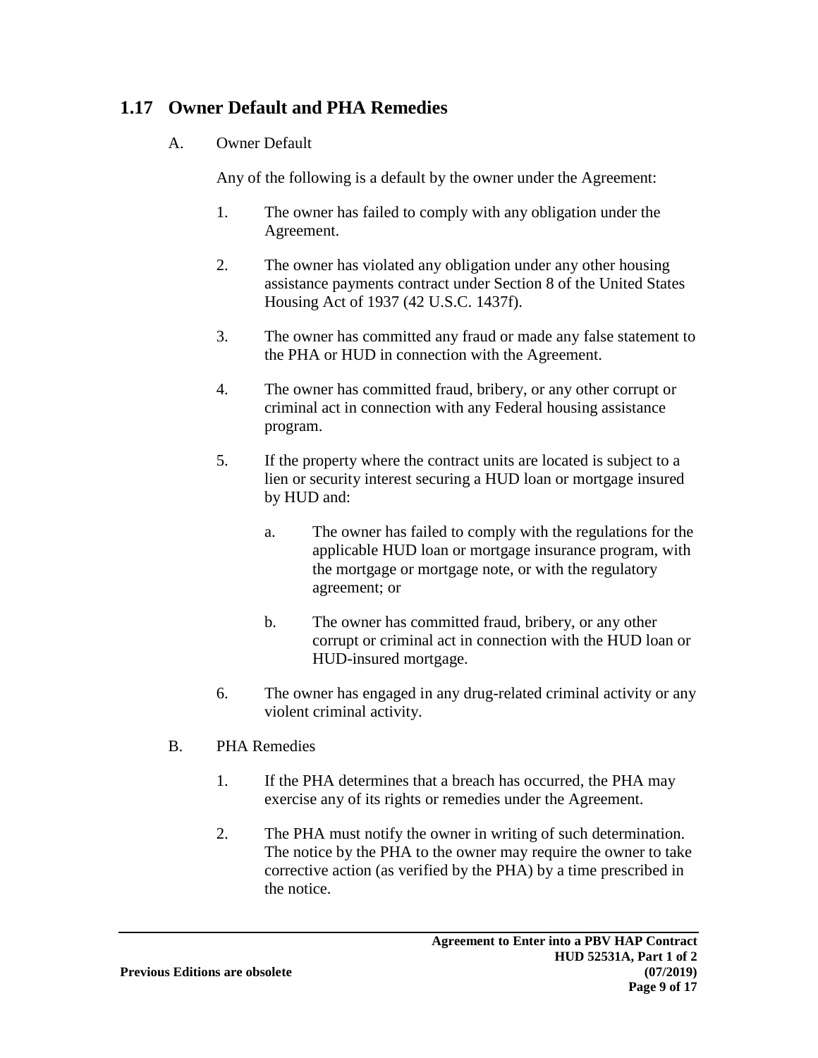## 1.17 Owner Default and PHA Remedies

A. Owner Default

Any of the following is a default by the owner under the Agreement:

1. The owner has failed to comply with any obligation under the Agreement.

2. The owner has violated any obligation under any other housing assistance payments contract under Section 8 of the United States Housing Act of 1937 (42 U.S.C. 1437f).

3. The owner has committed any fraud or made any false statement to the PHA or HUD in connection with the Agreement.

4. The owner has committed fraud, bribery, or any other corrupt or criminal act in connection with any Federal housing assistance program.

5. If the property where the contract units are located is subject to a lien or security interest securing a HUD loan or mortgage insured by HUD and:

   a. The owner has failed to comply with the regulations for the applicable HUD loan or mortgage insurance program, with the mortgage or mortgage note, or with the regulatory agreement; or

   b. The owner has committed fraud, bribery, or any other corrupt or criminal act in connection with the HUD loan or HUD-insured mortgage.

6. The owner has engaged in any drug-related criminal activity or any violent criminal activity.

B. PHA Remedies

1. If the PHA determines that a breach has occurred, the PHA may exercise any of its rights or remedies under the Agreement.

2. The PHA must notify the owner in writing of such determination. The notice by the PHA to the owner may require the owner to take corrective action (as verified by the PHA) by a time prescribed in the notice.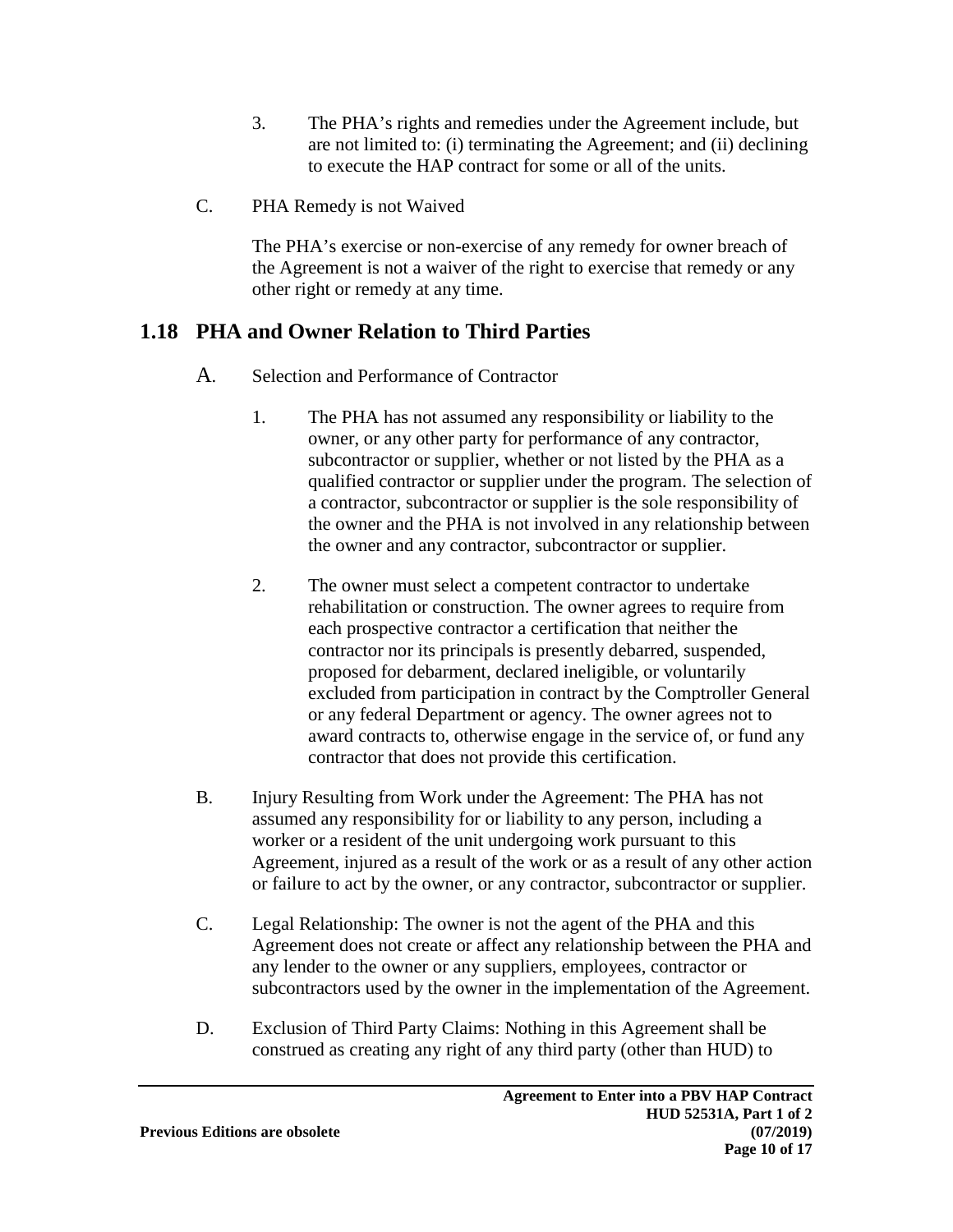3. The PHA's rights and remedies under the Agreement include, but are not limited to: (i) terminating the Agreement; and (ii) declining to execute the HAP contract for some or all of the units.

C. PHA Remedy is not Waived

The PHA's exercise or non-exercise of any remedy for owner breach of the Agreement is not a waiver of the right to exercise that remedy or any other right or remedy at any time.

## 1.18 PHA and Owner Relation to Third Parties

A. Selection and Performance of Contractor

1. The PHA has not assumed any responsibility or liability to the owner, or any other party for performance of any contractor, subcontractor or supplier, whether or not listed by the PHA as a qualified contractor or supplier under the program. The selection of a contractor, subcontractor or supplier is the sole responsibility of the owner and the PHA is not involved in any relationship between the owner and any contractor, subcontractor or supplier.

2. The owner must select a competent contractor to undertake rehabilitation or construction. The owner agrees to require from each prospective contractor a certification that neither the contractor nor its principals is presently debarred, suspended, proposed for debarment, declared ineligible, or voluntarily excluded from participation in contract by the Comptroller General or any federal Department or agency. The owner agrees not to award contracts to, otherwise engage in the service of, or fund any contractor that does not provide this certification.

B. Injury Resulting from Work under the Agreement: The PHA has not assumed any responsibility for or liability to any person, including a worker or a resident of the unit undergoing work pursuant to this Agreement, injured as a result of the work or as a result of any other action or failure to act by the owner, or any contractor, subcontractor or supplier.

C. Legal Relationship: The owner is not the agent of the PHA and this Agreement does not create or affect any relationship between the PHA and any lender to the owner or any suppliers, employees, contractor or subcontractors used by the owner in the implementation of the Agreement.

D. Exclusion of Third Party Claims: Nothing in this Agreement shall be construed as creating any right of any third party (other than HUD) to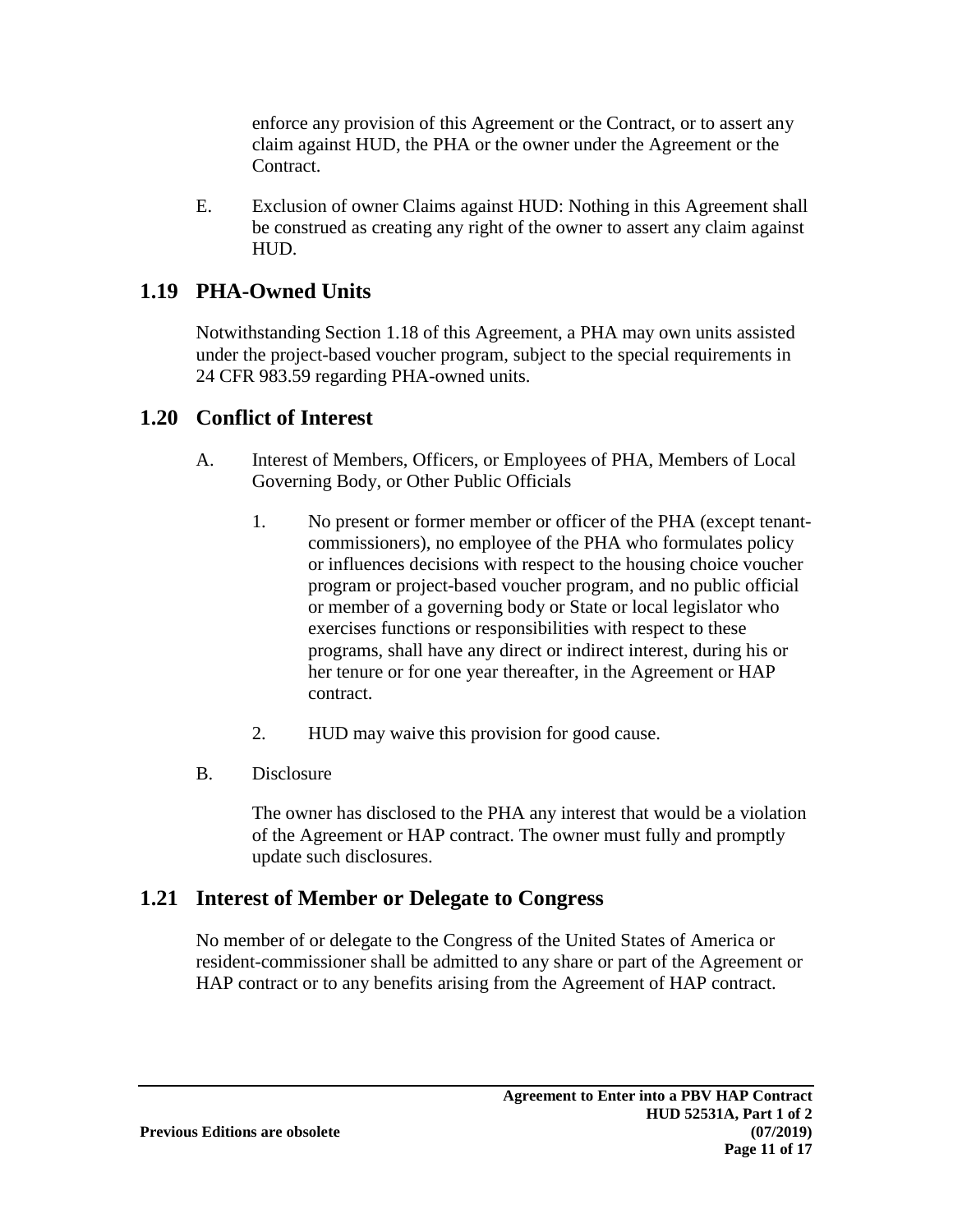enforce any provision of this Agreement or the Contract, or to assert any claim against HUD, the PHA or the owner under the Agreement or the Contract.

E. Exclusion of owner Claims against HUD: Nothing in this Agreement shall be construed as creating any right of the owner to assert any claim against HUD.

## 1.19 PHA-Owned Units

Notwithstanding Section 1.18 of this Agreement, a PHA may own units assisted under the project-based voucher program, subject to the special requirements in 24 CFR 983.59 regarding PHA-owned units.

## 1.20 Conflict of Interest

A. Interest of Members, Officers, or Employees of PHA, Members of Local Governing Body, or Other Public Officials

1. No present or former member or officer of the PHA (except tenant-commissioners), no employee of the PHA who formulates policy or influences decisions with respect to the housing choice voucher program or project-based voucher program, and no public official or member of a governing body or State or local legislator who exercises functions or responsibilities with respect to these programs, shall have any direct or indirect interest, during his or her tenure or for one year thereafter, in the Agreement or HAP contract.

2. HUD may waive this provision for good cause.

B. Disclosure

The owner has disclosed to the PHA any interest that would be a violation of the Agreement or HAP contract. The owner must fully and promptly update such disclosures.

## 1.21 Interest of Member or Delegate to Congress

No member of or delegate to the Congress of the United States of America or resident-commissioner shall be admitted to any share or part of the Agreement or HAP contract or to any benefits arising from the Agreement of HAP contract.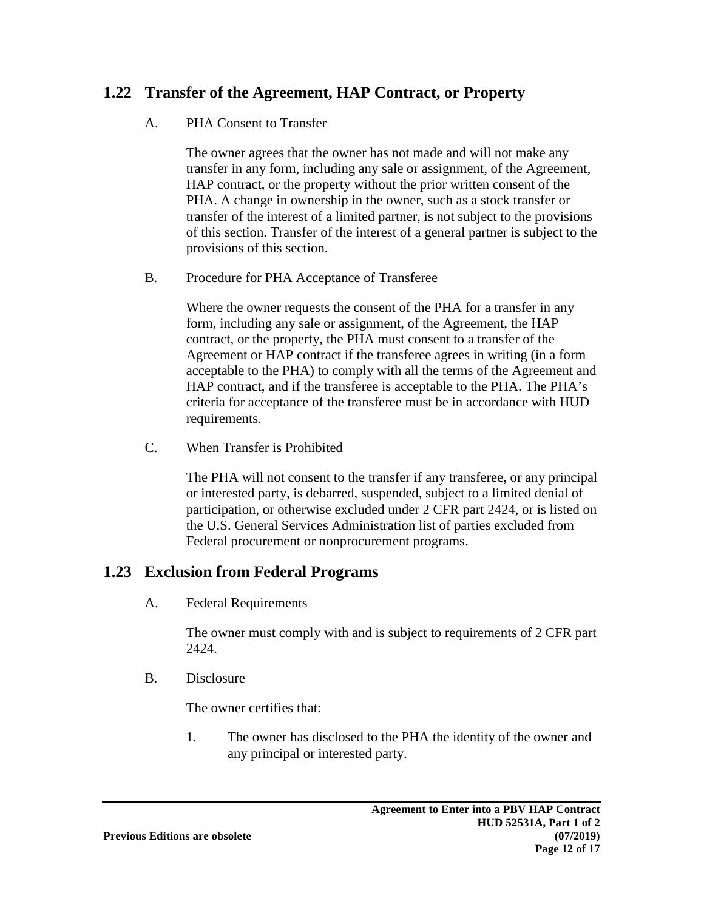## 1.22 Transfer of the Agreement, HAP Contract, or Property

A. PHA Consent to Transfer

The owner agrees that the owner has not made and will not make any transfer in any form, including any sale or assignment, of the Agreement, HAP contract, or the property without the prior written consent of the PHA. A change in ownership in the owner, such as a stock transfer or transfer of the interest of a limited partner, is not subject to the provisions of this section. Transfer of the interest of a general partner is subject to the provisions of this section.

B. Procedure for PHA Acceptance of Transferee

Where the owner requests the consent of the PHA for a transfer in any form, including any sale or assignment, of the Agreement, the HAP contract, or the property, the PHA must consent to a transfer of the Agreement or HAP contract if the transferee agrees in writing (in a form acceptable to the PHA) to comply with all the terms of the Agreement and HAP contract, and if the transferee is acceptable to the PHA. The PHA's criteria for acceptance of the transferee must be in accordance with HUD requirements.

C. When Transfer is Prohibited

The PHA will not consent to the transfer if any transferee, or any principal or interested party, is debarred, suspended, subject to a limited denial of participation, or otherwise excluded under 2 CFR part 2424, or is listed on the U.S. General Services Administration list of parties excluded from Federal procurement or nonprocurement programs.

## 1.23 Exclusion from Federal Programs

A. Federal Requirements

The owner must comply with and is subject to requirements of 2 CFR part 2424.

B. Disclosure

The owner certifies that:

1. The owner has disclosed to the PHA the identity of the owner and any principal or interested party.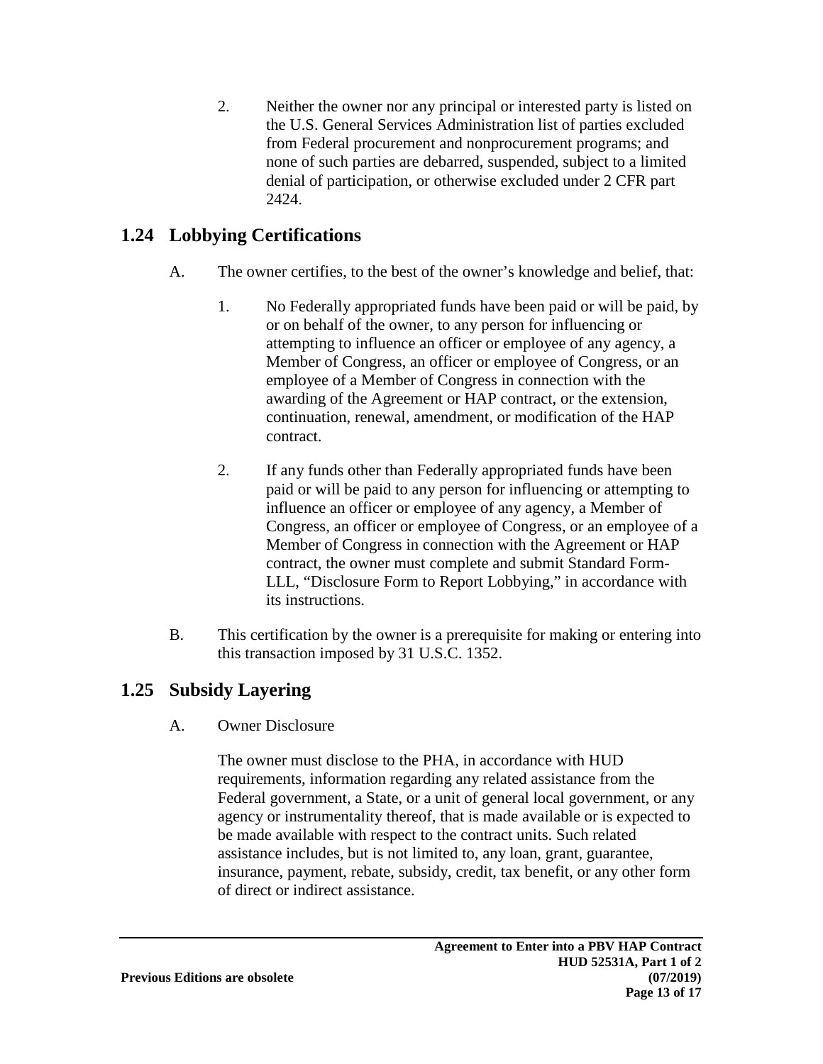2. Neither the owner nor any principal or interested party is listed on the U.S. General Services Administration list of parties excluded from Federal procurement and nonprocurement programs; and none of such parties are debarred, suspended, subject to a limited denial of participation, or otherwise excluded under 2 CFR part 2424.

## 1.24 Lobbying Certifications

A. The owner certifies, to the best of the owner's knowledge and belief, that:

1. No Federally appropriated funds have been paid or will be paid, by or on behalf of the owner, to any person for influencing or attempting to influence an officer or employee of any agency, a Member of Congress, an officer or employee of Congress, or an employee of a Member of Congress in connection with the awarding of the Agreement or HAP contract, or the extension, continuation, renewal, amendment, or modification of the HAP contract.

2. If any funds other than Federally appropriated funds have been paid or will be paid to any person for influencing or attempting to influence an officer or employee of any agency, a Member of Congress, an officer or employee of Congress, or an employee of a Member of Congress in connection with the Agreement or HAP contract, the owner must complete and submit Standard Form-LLL, "Disclosure Form to Report Lobbying," in accordance with its instructions.

B. This certification by the owner is a prerequisite for making or entering into this transaction imposed by 31 U.S.C. 1352.

## 1.25 Subsidy Layering

A. Owner Disclosure

The owner must disclose to the PHA, in accordance with HUD requirements, information regarding any related assistance from the Federal government, a State, or a unit of general local government, or any agency or instrumentality thereof, that is made available or is expected to be made available with respect to the contract units. Such related assistance includes, but is not limited to, any loan, grant, guarantee, insurance, payment, rebate, subsidy, credit, tax benefit, or any other form of direct or indirect assistance.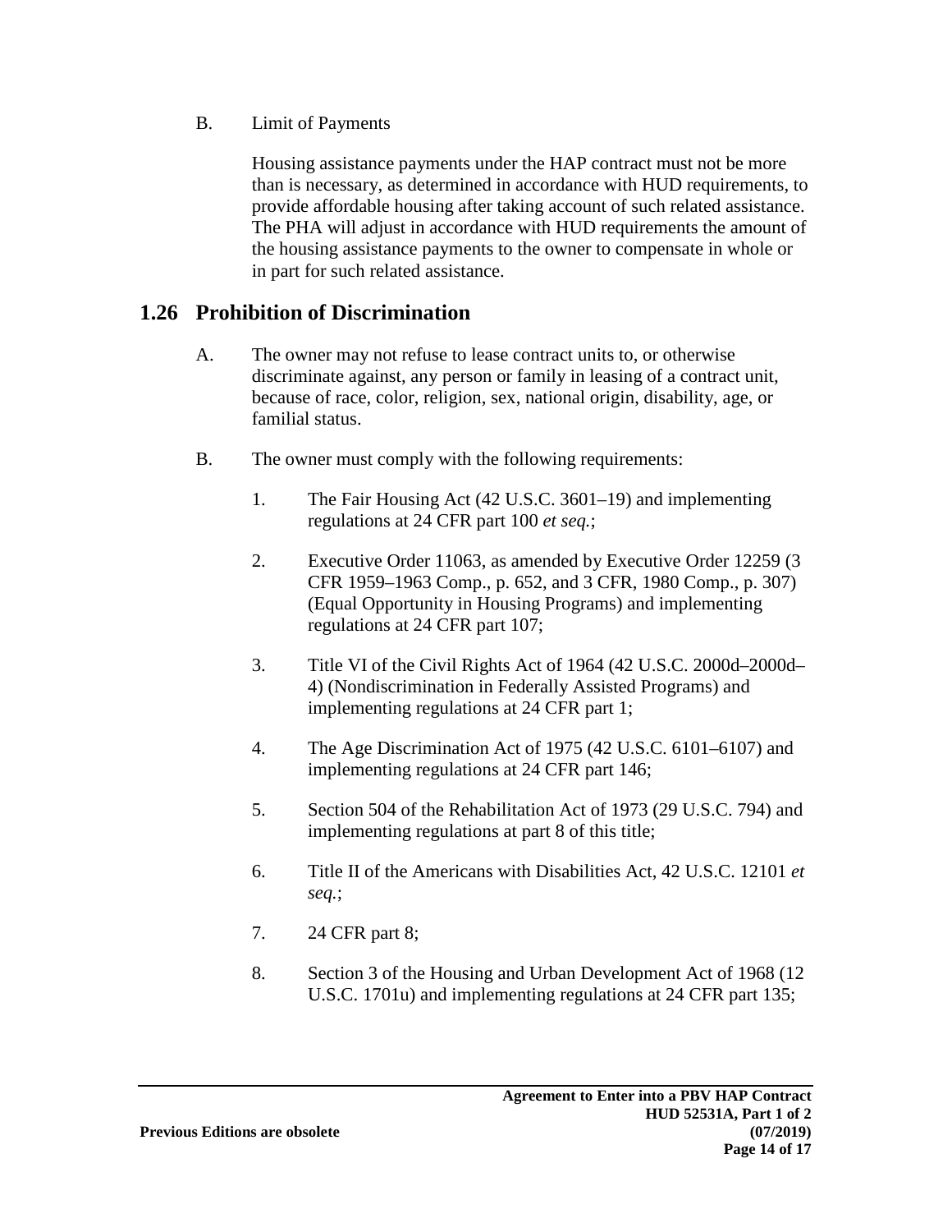B. Limit of Payments

Housing assistance payments under the HAP contract must not be more than is necessary, as determined in accordance with HUD requirements, to provide affordable housing after taking account of such related assistance. The PHA will adjust in accordance with HUD requirements the amount of the housing assistance payments to the owner to compensate in whole or in part for such related assistance.

## 1.26 Prohibition of Discrimination

A. The owner may not refuse to lease contract units to, or otherwise discriminate against, any person or family in leasing of a contract unit, because of race, color, religion, sex, national origin, disability, age, or familial status.

B. The owner must comply with the following requirements:

1. The Fair Housing Act (42 U.S.C. 3601–19) and implementing regulations at 24 CFR part 100 *et seq.*;

2. Executive Order 11063, as amended by Executive Order 12259 (3 CFR 1959–1963 Comp., p. 652, and 3 CFR, 1980 Comp., p. 307) (Equal Opportunity in Housing Programs) and implementing regulations at 24 CFR part 107;

3. Title VI of the Civil Rights Act of 1964 (42 U.S.C. 2000d–2000d–4) (Nondiscrimination in Federally Assisted Programs) and implementing regulations at 24 CFR part 1;

4. The Age Discrimination Act of 1975 (42 U.S.C. 6101–6107) and implementing regulations at 24 CFR part 146;

5. Section 504 of the Rehabilitation Act of 1973 (29 U.S.C. 794) and implementing regulations at part 8 of this title;

6. Title II of the Americans with Disabilities Act, 42 U.S.C. 12101 *et seq.*;

7. 24 CFR part 8;

8. Section 3 of the Housing and Urban Development Act of 1968 (12 U.S.C. 1701u) and implementing regulations at 24 CFR part 135;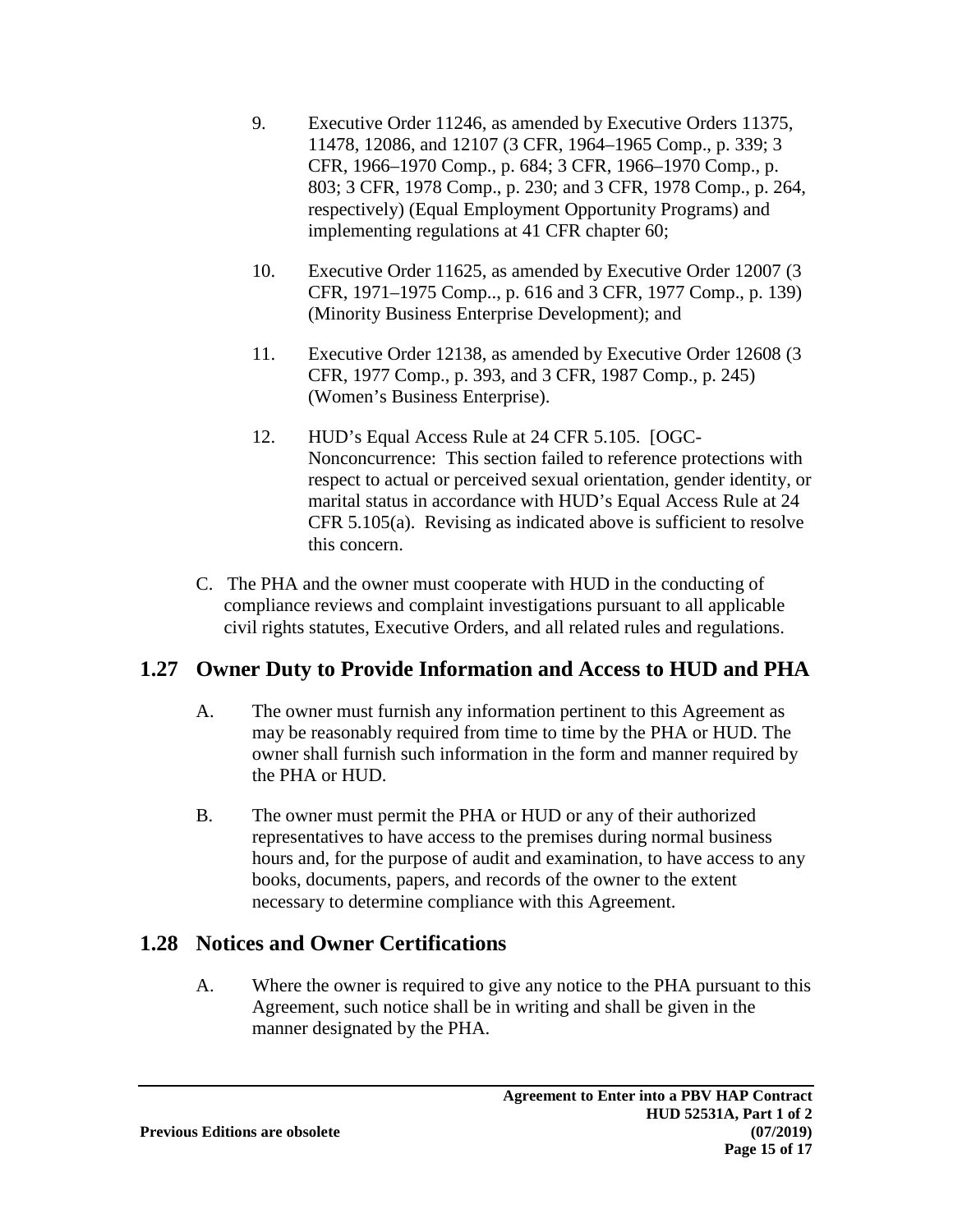9. Executive Order 11246, as amended by Executive Orders 11375, 11478, 12086, and 12107 (3 CFR, 1964–1965 Comp., p. 339; 3 CFR, 1966–1970 Comp., p. 684; 3 CFR, 1966–1970 Comp., p. 803; 3 CFR, 1978 Comp., p. 230; and 3 CFR, 1978 Comp., p. 264, respectively) (Equal Employment Opportunity Programs) and implementing regulations at 41 CFR chapter 60;

10. Executive Order 11625, as amended by Executive Order 12007 (3 CFR, 1971–1975 Comp.., p. 616 and 3 CFR, 1977 Comp., p. 139) (Minority Business Enterprise Development); and

11. Executive Order 12138, as amended by Executive Order 12608 (3 CFR, 1977 Comp., p. 393, and 3 CFR, 1987 Comp., p. 245) (Women's Business Enterprise).

12. HUD's Equal Access Rule at 24 CFR 5.105. [OGC-Nonconcurrence: This section failed to reference protections with respect to actual or perceived sexual orientation, gender identity, or marital status in accordance with HUD's Equal Access Rule at 24 CFR 5.105(a). Revising as indicated above is sufficient to resolve this concern.

C. The PHA and the owner must cooperate with HUD in the conducting of compliance reviews and complaint investigations pursuant to all applicable civil rights statutes, Executive Orders, and all related rules and regulations.

## 1.27 Owner Duty to Provide Information and Access to HUD and PHA

A. The owner must furnish any information pertinent to this Agreement as may be reasonably required from time to time by the PHA or HUD. The owner shall furnish such information in the form and manner required by the PHA or HUD.

B. The owner must permit the PHA or HUD or any of their authorized representatives to have access to the premises during normal business hours and, for the purpose of audit and examination, to have access to any books, documents, papers, and records of the owner to the extent necessary to determine compliance with this Agreement.

## 1.28 Notices and Owner Certifications

A. Where the owner is required to give any notice to the PHA pursuant to this Agreement, such notice shall be in writing and shall be given in the manner designated by the PHA.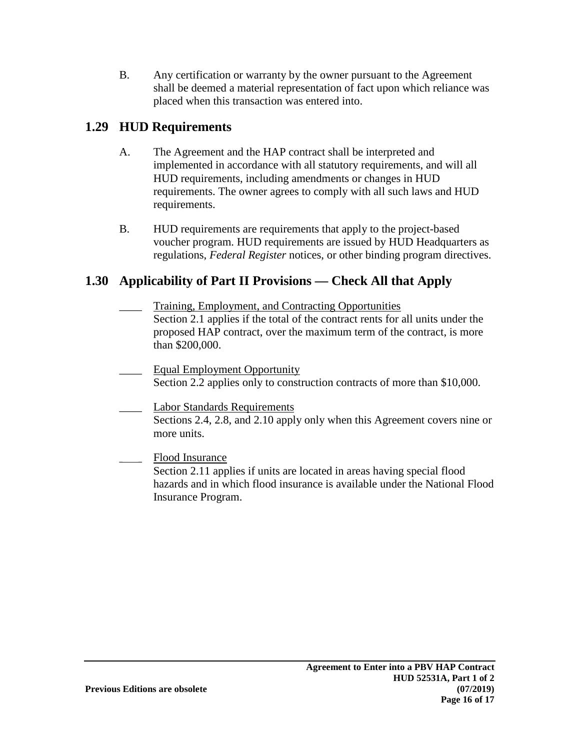B. Any certification or warranty by the owner pursuant to the Agreement shall be deemed a material representation of fact upon which reliance was placed when this transaction was entered into.

## 1.29 HUD Requirements

A. The Agreement and the HAP contract shall be interpreted and implemented in accordance with all statutory requirements, and will all HUD requirements, including amendments or changes in HUD requirements. The owner agrees to comply with all such laws and HUD requirements.

B. HUD requirements are requirements that apply to the project-based voucher program. HUD requirements are issued by HUD Headquarters as regulations, *Federal Register* notices, or other binding program directives.

## 1.30 Applicability of Part II Provisions — Check All that Apply

____ Training, Employment, and Contracting Opportunities
Section 2.1 applies if the total of the contract rents for all units under the proposed HAP contract, over the maximum term of the contract, is more than $200,000.

____ Equal Employment Opportunity
Section 2.2 applies only to construction contracts of more than $10,000.

____ Labor Standards Requirements
Sections 2.4, 2.8, and 2.10 apply only when this Agreement covers nine or more units.

____ Flood Insurance
Section 2.11 applies if units are located in areas having special flood hazards and in which flood insurance is available under the National Flood Insurance Program.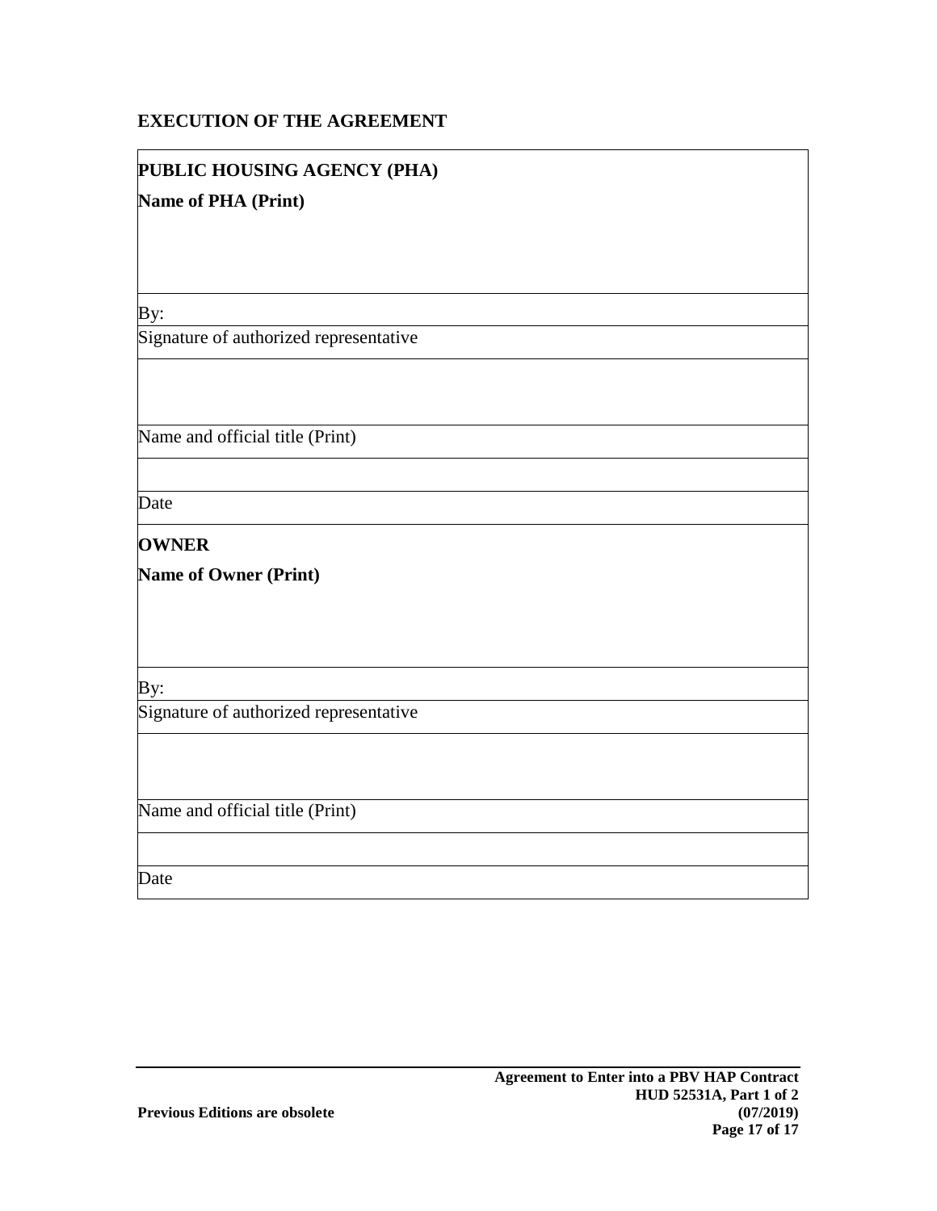**EXECUTION OF THE AGREEMENT**

| |
|---|
| **PUBLIC HOUSING AGENCY (PHA)** |
| **Name of PHA (Print)** |
| |
| By: |
| Signature of authorized representative |
| |
| Name and official title (Print) |
| |
| Date |
| **OWNER** |
| **Name of Owner (Print)** |
| |
| By: |
| Signature of authorized representative |
| |
| Name and official title (Print) |
| |
| Date |

**Previous Editions are obsolete**

**Agreement to Enter into a PBV HAP Contract**
**HUD 52531A, Part 1 of 2**
**(07/2019)**